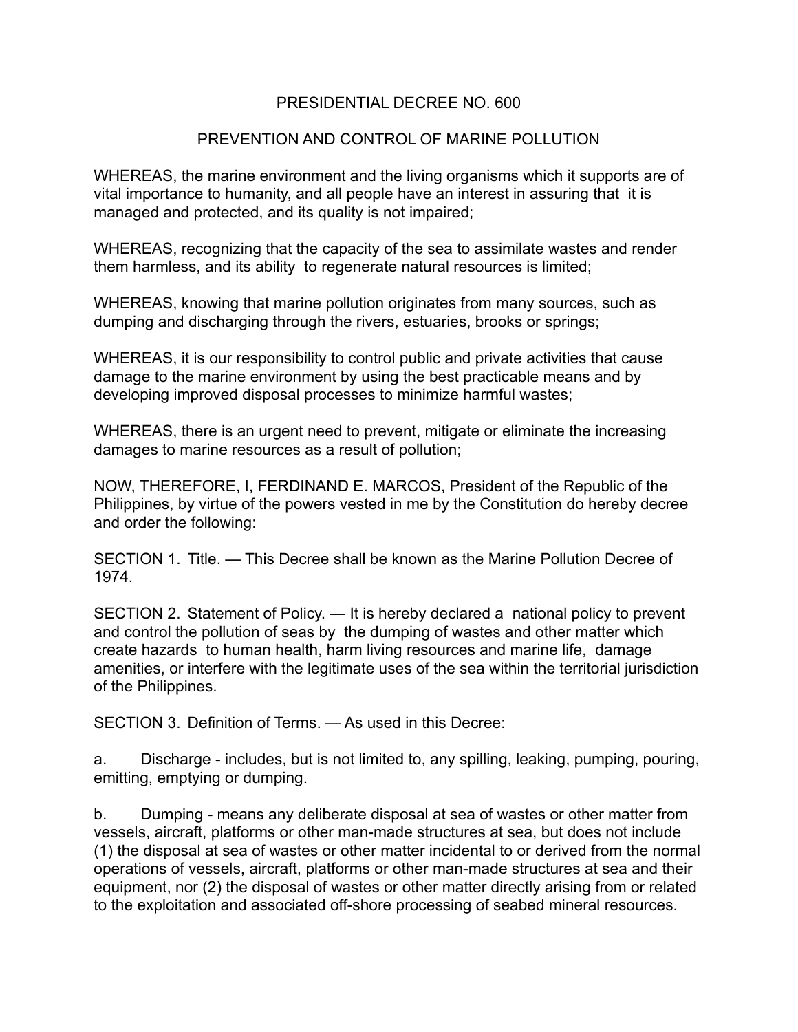# PRESIDENTIAL DECREE NO. 600

## PREVENTION AND CONTROL OF MARINE POLLUTION

WHEREAS, the marine environment and the living organisms which it supports are of vital importance to humanity, and all people have an interest in assuring that it is managed and protected, and its quality is not impaired;

WHEREAS, recognizing that the capacity of the sea to assimilate wastes and render them harmless, and its ability to regenerate natural resources is limited;

WHEREAS, knowing that marine pollution originates from many sources, such as dumping and discharging through the rivers, estuaries, brooks or springs;

WHEREAS, it is our responsibility to control public and private activities that cause damage to the marine environment by using the best practicable means and by developing improved disposal processes to minimize harmful wastes;

WHEREAS, there is an urgent need to prevent, mitigate or eliminate the increasing damages to marine resources as a result of pollution;

NOW, THEREFORE, I, FERDINAND E. MARCOS, President of the Republic of the Philippines, by virtue of the powers vested in me by the Constitution do hereby decree and order the following:

SECTION 1. Title. — This Decree shall be known as the Marine Pollution Decree of 1974.

SECTION 2. Statement of Policy. — It is hereby declared a national policy to prevent and control the pollution of seas by the dumping of wastes and other matter which create hazards to human health, harm living resources and marine life, damage amenities, or interfere with the legitimate uses of the sea within the territorial jurisdiction of the Philippines.

SECTION 3. Definition of Terms. — As used in this Decree:

a. Discharge - includes, but is not limited to, any spilling, leaking, pumping, pouring, emitting, emptying or dumping.

b. Dumping - means any deliberate disposal at sea of wastes or other matter from vessels, aircraft, platforms or other man-made structures at sea, but does not include (1) the disposal at sea of wastes or other matter incidental to or derived from the normal operations of vessels, aircraft, platforms or other man-made structures at sea and their equipment, nor (2) the disposal of wastes or other matter directly arising from or related to the exploitation and associated off-shore processing of seabed mineral resources.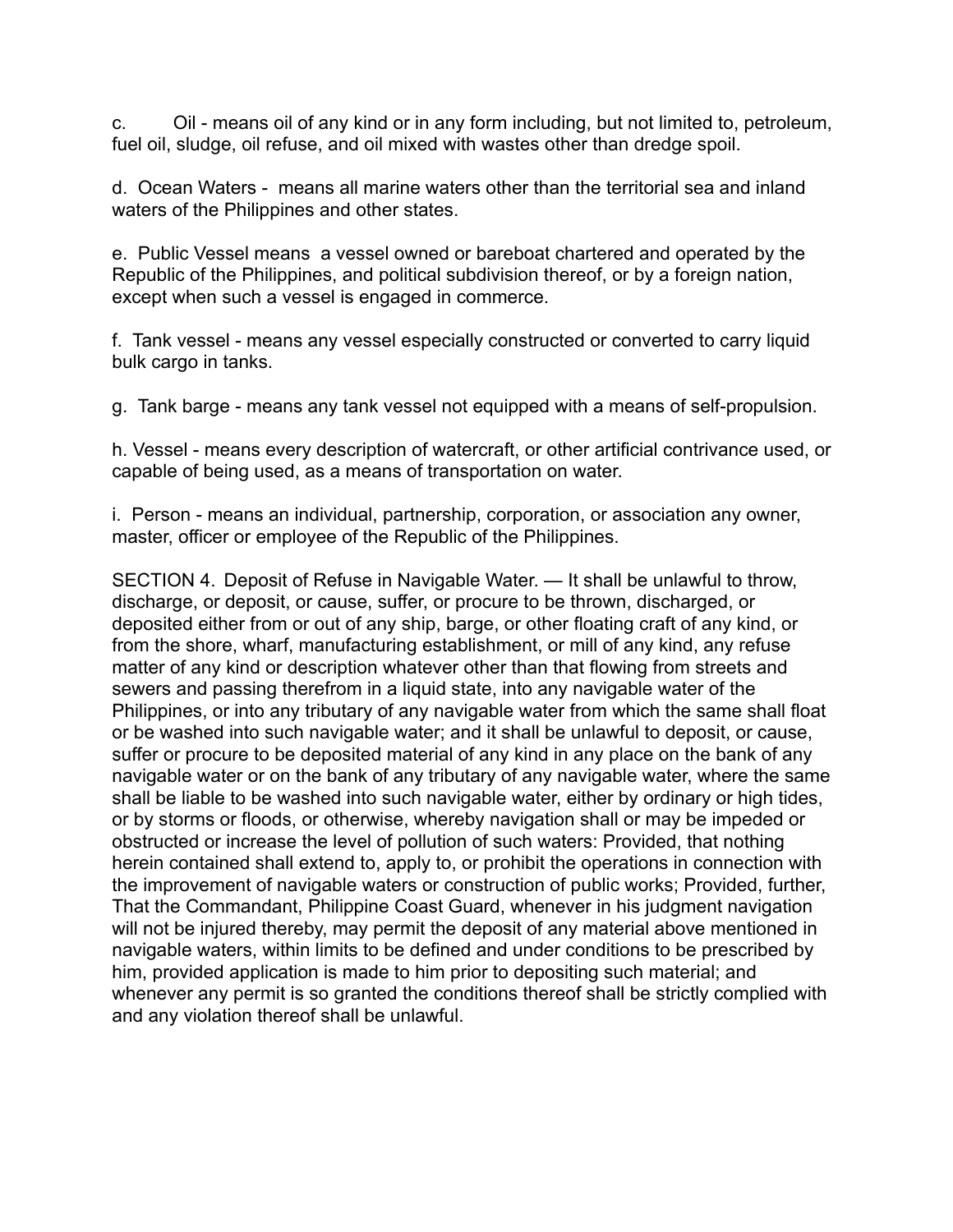c. Oil - means oil of any kind or in any form including, but not limited to, petroleum, fuel oil, sludge, oil refuse, and oil mixed with wastes other than dredge spoil.

d. Ocean Waters - means all marine waters other than the territorial sea and inland waters of the Philippines and other states.

e. Public Vessel means a vessel owned or bareboat chartered and operated by the Republic of the Philippines, and political subdivision thereof, or by a foreign nation, except when such a vessel is engaged in commerce.

f. Tank vessel - means any vessel especially constructed or converted to carry liquid bulk cargo in tanks.

g. Tank barge - means any tank vessel not equipped with a means of self-propulsion.

h. Vessel - means every description of watercraft, or other artificial contrivance used, or capable of being used, as a means of transportation on water.

i. Person - means an individual, partnership, corporation, or association any owner, master, officer or employee of the Republic of the Philippines.

SECTION 4. Deposit of Refuse in Navigable Water. — It shall be unlawful to throw, discharge, or deposit, or cause, suffer, or procure to be thrown, discharged, or deposited either from or out of any ship, barge, or other floating craft of any kind, or from the shore, wharf, manufacturing establishment, or mill of any kind, any refuse matter of any kind or description whatever other than that flowing from streets and sewers and passing therefrom in a liquid state, into any navigable water of the Philippines, or into any tributary of any navigable water from which the same shall float or be washed into such navigable water; and it shall be unlawful to deposit, or cause, suffer or procure to be deposited material of any kind in any place on the bank of any navigable water or on the bank of any tributary of any navigable water, where the same shall be liable to be washed into such navigable water, either by ordinary or high tides, or by storms or floods, or otherwise, whereby navigation shall or may be impeded or obstructed or increase the level of pollution of such waters: Provided, that nothing herein contained shall extend to, apply to, or prohibit the operations in connection with the improvement of navigable waters or construction of public works; Provided, further, That the Commandant, Philippine Coast Guard, whenever in his judgment navigation will not be injured thereby, may permit the deposit of any material above mentioned in navigable waters, within limits to be defined and under conditions to be prescribed by him, provided application is made to him prior to depositing such material; and whenever any permit is so granted the conditions thereof shall be strictly complied with and any violation thereof shall be unlawful.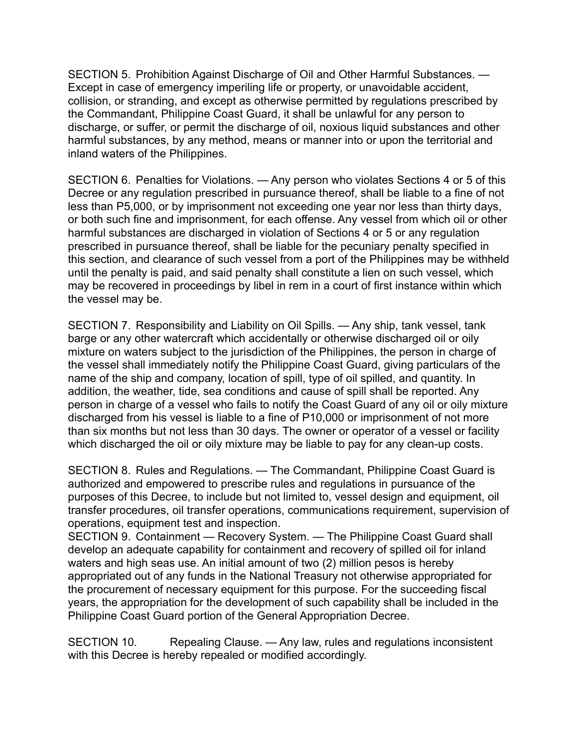SECTION 5. Prohibition Against Discharge of Oil and Other Harmful Substances. — Except in case of emergency imperiling life or property, or unavoidable accident, collision, or stranding, and except as otherwise permitted by regulations prescribed by the Commandant, Philippine Coast Guard, it shall be unlawful for any person to discharge, or suffer, or permit the discharge of oil, noxious liquid substances and other harmful substances, by any method, means or manner into or upon the territorial and inland waters of the Philippines.

SECTION 6. Penalties for Violations. — Any person who violates Sections 4 or 5 of this Decree or any regulation prescribed in pursuance thereof, shall be liable to a fine of not less than P5,000, or by imprisonment not exceeding one year nor less than thirty days, or both such fine and imprisonment, for each offense. Any vessel from which oil or other harmful substances are discharged in violation of Sections 4 or 5 or any regulation prescribed in pursuance thereof, shall be liable for the pecuniary penalty specified in this section, and clearance of such vessel from a port of the Philippines may be withheld until the penalty is paid, and said penalty shall constitute a lien on such vessel, which may be recovered in proceedings by libel in rem in a court of first instance within which the vessel may be.

SECTION 7. Responsibility and Liability on Oil Spills. — Any ship, tank vessel, tank barge or any other watercraft which accidentally or otherwise discharged oil or oily mixture on waters subject to the jurisdiction of the Philippines, the person in charge of the vessel shall immediately notify the Philippine Coast Guard, giving particulars of the name of the ship and company, location of spill, type of oil spilled, and quantity. In addition, the weather, tide, sea conditions and cause of spill shall be reported. Any person in charge of a vessel who fails to notify the Coast Guard of any oil or oily mixture discharged from his vessel is liable to a fine of P10,000 or imprisonment of not more than six months but not less than 30 days. The owner or operator of a vessel or facility which discharged the oil or oily mixture may be liable to pay for any clean-up costs.

SECTION 8. Rules and Regulations. — The Commandant, Philippine Coast Guard is authorized and empowered to prescribe rules and regulations in pursuance of the purposes of this Decree, to include but not limited to, vessel design and equipment, oil transfer procedures, oil transfer operations, communications requirement, supervision of operations, equipment test and inspection.

SECTION 9. Containment — Recovery System. — The Philippine Coast Guard shall develop an adequate capability for containment and recovery of spilled oil for inland waters and high seas use. An initial amount of two (2) million pesos is hereby appropriated out of any funds in the National Treasury not otherwise appropriated for the procurement of necessary equipment for this purpose. For the succeeding fiscal years, the appropriation for the development of such capability shall be included in the Philippine Coast Guard portion of the General Appropriation Decree.

SECTION 10. Repealing Clause. — Any law, rules and regulations inconsistent with this Decree is hereby repealed or modified accordingly.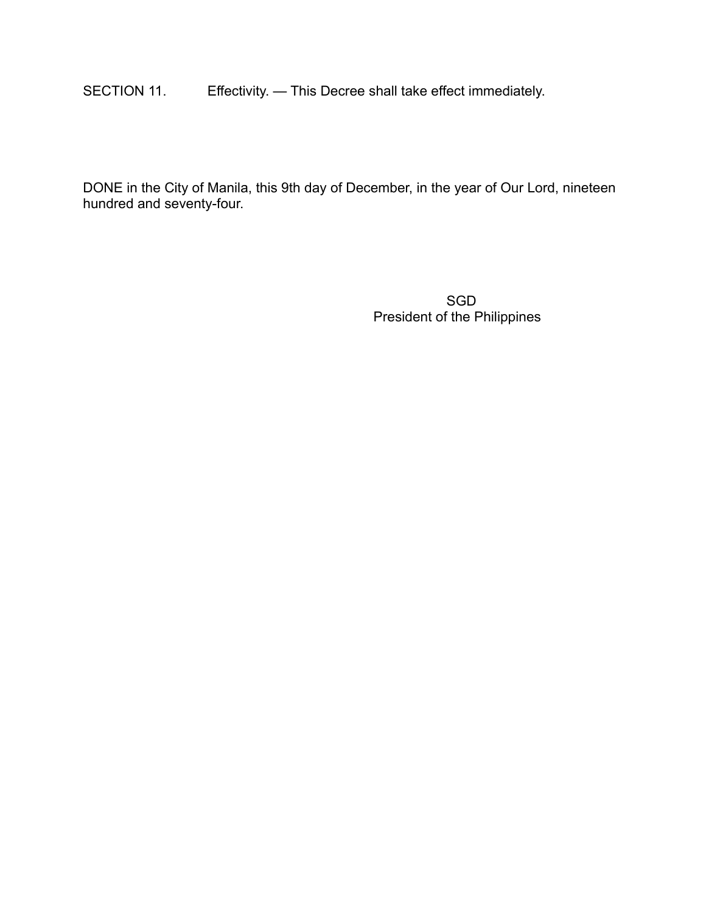SECTION 11. Effectivity. — This Decree shall take effect immediately.

DONE in the City of Manila, this 9th day of December, in the year of Our Lord, nineteen hundred and seventy-four.

SGD
President of the Philippines